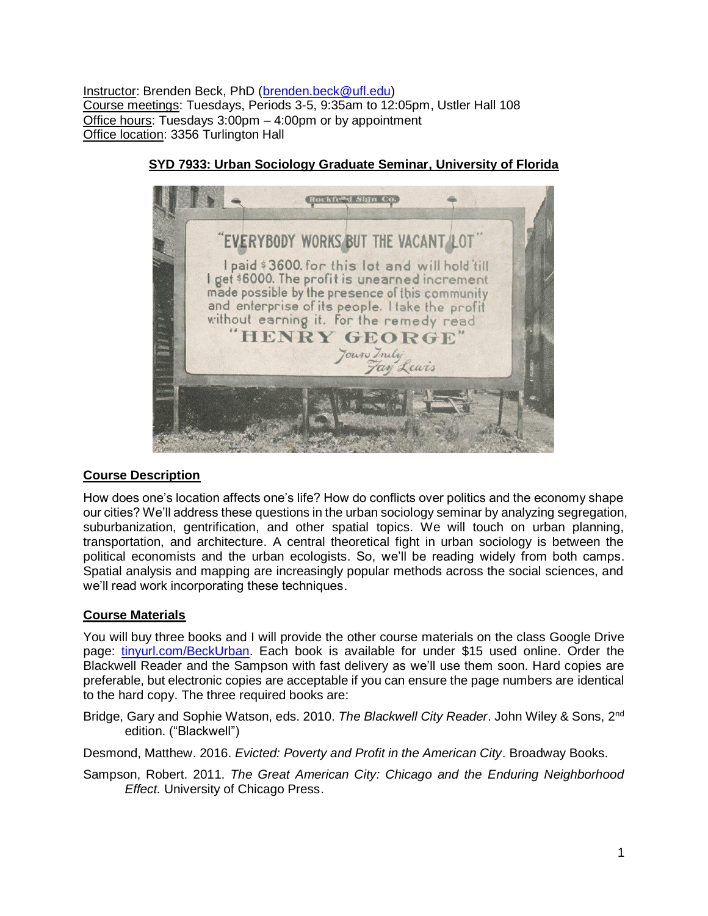Instructor: Brenden Beck, PhD (brenden.beck@ufl.edu)
Course meetings: Tuesdays, Periods 3-5, 9:35am to 12:05pm, Ustler Hall 108
Office hours: Tuesdays 3:00pm – 4:00pm or by appointment
Office location: 3356 Turlington Hall

# SYD 7933: Urban Sociology Graduate Seminar, University of Florida

## Course Description

How does one's location affects one's life? How do conflicts over politics and the economy shape our cities? We'll address these questions in the urban sociology seminar by analyzing segregation, suburbanization, gentrification, and other spatial topics. We will touch on urban planning, transportation, and architecture. A central theoretical fight in urban sociology is between the political economists and the urban ecologists. So, we'll be reading widely from both camps. Spatial analysis and mapping are increasingly popular methods across the social sciences, and we'll read work incorporating these techniques.

## Course Materials

You will buy three books and I will provide the other course materials on the class Google Drive page: tinyurl.com/BeckUrban. Each book is available for under $15 used online. Order the Blackwell Reader and the Sampson with fast delivery as we'll use them soon. Hard copies are preferable, but electronic copies are acceptable if you can ensure the page numbers are identical to the hard copy. The three required books are:

Bridge, Gary and Sophie Watson, eds. 2010. *The Blackwell City Reader*. John Wiley & Sons, 2nd edition. ("Blackwell")

Desmond, Matthew. 2016. *Evicted: Poverty and Profit in the American City*. Broadway Books.

Sampson, Robert. 2011. *The Great American City: Chicago and the Enduring Neighborhood Effect.* University of Chicago Press.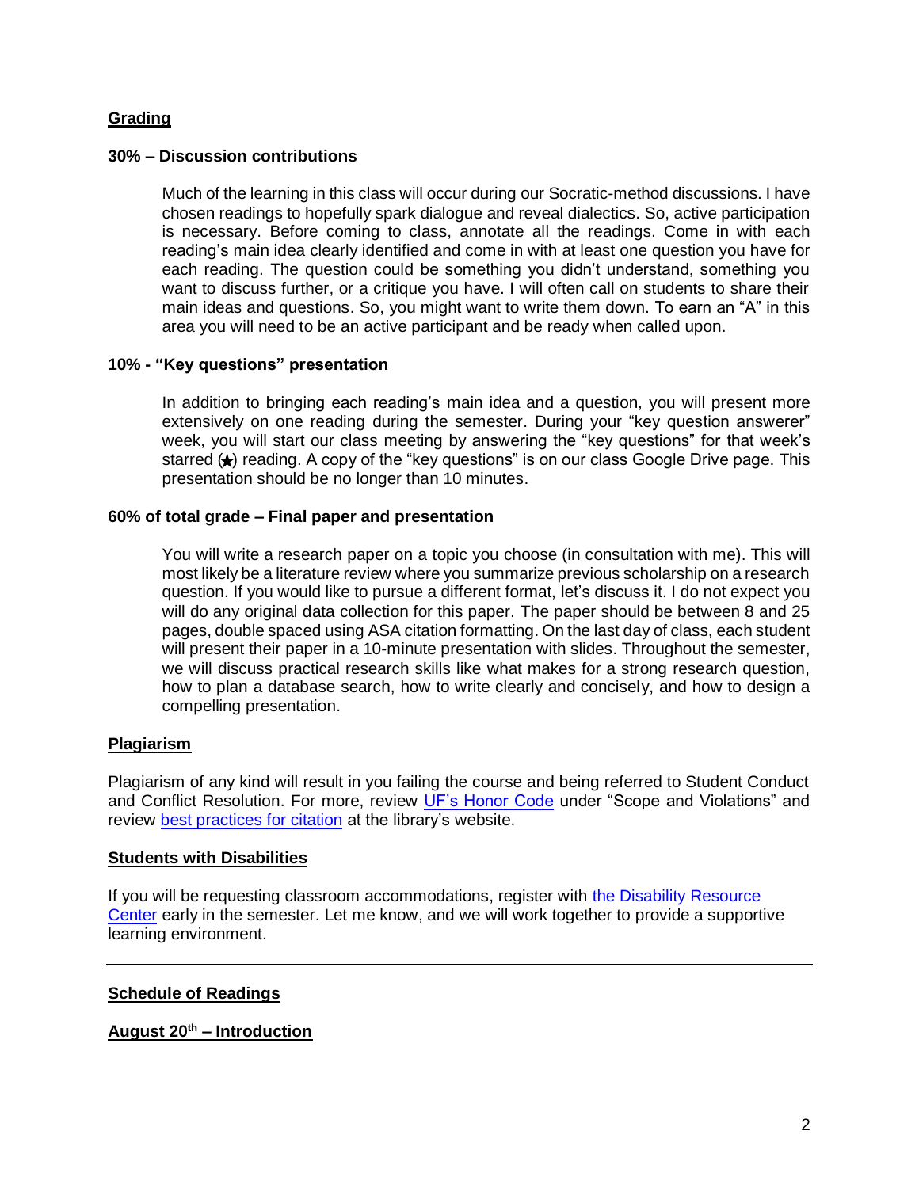## Grading

### 30% – Discussion contributions

Much of the learning in this class will occur during our Socratic-method discussions. I have chosen readings to hopefully spark dialogue and reveal dialectics. So, active participation is necessary. Before coming to class, annotate all the readings. Come in with each reading's main idea clearly identified and come in with at least one question you have for each reading. The question could be something you didn't understand, something you want to discuss further, or a critique you have. I will often call on students to share their main ideas and questions. So, you might want to write them down. To earn an "A" in this area you will need to be an active participant and be ready when called upon.

### 10% - "Key questions" presentation

In addition to bringing each reading's main idea and a question, you will present more extensively on one reading during the semester. During your "key question answerer" week, you will start our class meeting by answering the "key questions" for that week's starred (★) reading. A copy of the "key questions" is on our class Google Drive page. This presentation should be no longer than 10 minutes.

### 60% of total grade – Final paper and presentation

You will write a research paper on a topic you choose (in consultation with me). This will most likely be a literature review where you summarize previous scholarship on a research question. If you would like to pursue a different format, let's discuss it. I do not expect you will do any original data collection for this paper. The paper should be between 8 and 25 pages, double spaced using ASA citation formatting. On the last day of class, each student will present their paper in a 10-minute presentation with slides. Throughout the semester, we will discuss practical research skills like what makes for a strong research question, how to plan a database search, how to write clearly and concisely, and how to design a compelling presentation.

## Plagiarism

Plagiarism of any kind will result in you failing the course and being referred to Student Conduct and Conflict Resolution. For more, review [UF's Honor Code] under "Scope and Violations" and review [best practices for citation] at the library's website.

## Students with Disabilities

If you will be requesting classroom accommodations, register with [the Disability Resource Center] early in the semester. Let me know, and we will work together to provide a supportive learning environment.

---

## Schedule of Readings

### August 20th – Introduction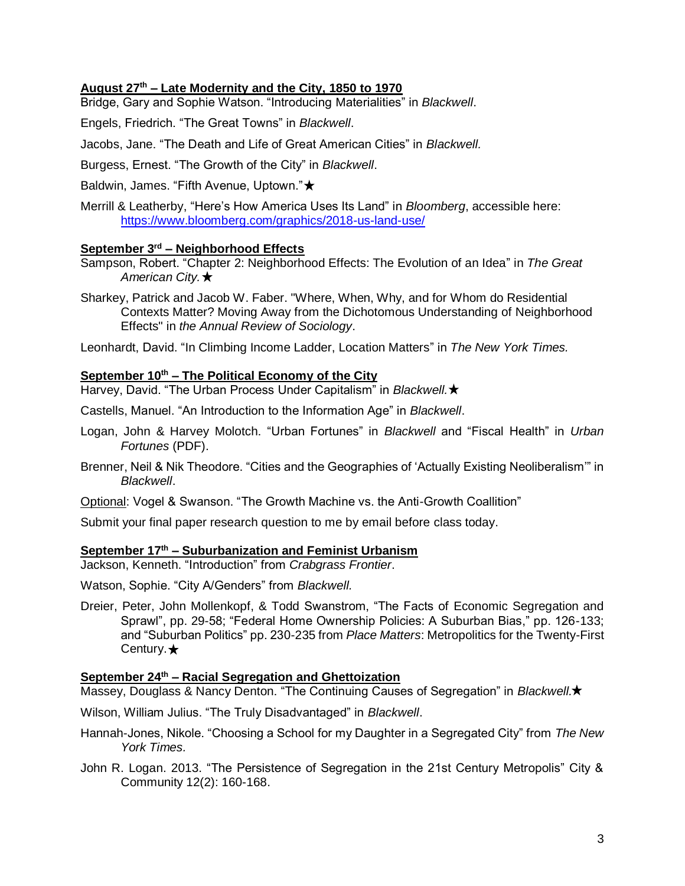**August 27th – Late Modernity and the City, 1850 to 1970**

Bridge, Gary and Sophie Watson. "Introducing Materialities" in *Blackwell*.

Engels, Friedrich. "The Great Towns" in *Blackwell*.

Jacobs, Jane. "The Death and Life of Great American Cities" in *Blackwell.*

Burgess, Ernest. "The Growth of the City" in *Blackwell*.

Baldwin, James. "Fifth Avenue, Uptown."★

Merrill & Leatherby, "Here's How America Uses Its Land" in *Bloomberg*, accessible here: https://www.bloomberg.com/graphics/2018-us-land-use/

**September 3rd – Neighborhood Effects**

Sampson, Robert. "Chapter 2: Neighborhood Effects: The Evolution of an Idea" in *The Great American City.*★

Sharkey, Patrick and Jacob W. Faber. "Where, When, Why, and for Whom do Residential Contexts Matter? Moving Away from the Dichotomous Understanding of Neighborhood Effects" in *the Annual Review of Sociology*.

Leonhardt, David. "In Climbing Income Ladder, Location Matters" in *The New York Times.*

**September 10th – The Political Economy of the City**

Harvey, David. "The Urban Process Under Capitalism" in *Blackwell.*★

Castells, Manuel. "An Introduction to the Information Age" in *Blackwell*.

Logan, John & Harvey Molotch. "Urban Fortunes" in *Blackwell* and "Fiscal Health" in *Urban Fortunes* (PDF).

Brenner, Neil & Nik Theodore. "Cities and the Geographies of 'Actually Existing Neoliberalism'" in *Blackwell*.

Optional: Vogel & Swanson. "The Growth Machine vs. the Anti-Growth Coallition"

Submit your final paper research question to me by email before class today.

**September 17th – Suburbanization and Feminist Urbanism**

Jackson, Kenneth. "Introduction" from *Crabgrass Frontier*.

Watson, Sophie. "City A/Genders" from *Blackwell.*

Dreier, Peter, John Mollenkopf, & Todd Swanstrom, "The Facts of Economic Segregation and Sprawl", pp. 29-58; "Federal Home Ownership Policies: A Suburban Bias," pp. 126-133; and "Suburban Politics" pp. 230-235 from *Place Matters*: Metropolitics for the Twenty-First Century.★

**September 24th – Racial Segregation and Ghettoization**

Massey, Douglass & Nancy Denton. "The Continuing Causes of Segregation" in *Blackwell.*★

Wilson, William Julius. "The Truly Disadvantaged" in *Blackwell*.

Hannah-Jones, Nikole. "Choosing a School for my Daughter in a Segregated City" from *The New York Times.*

John R. Logan. 2013. "The Persistence of Segregation in the 21st Century Metropolis" City & Community 12(2): 160-168.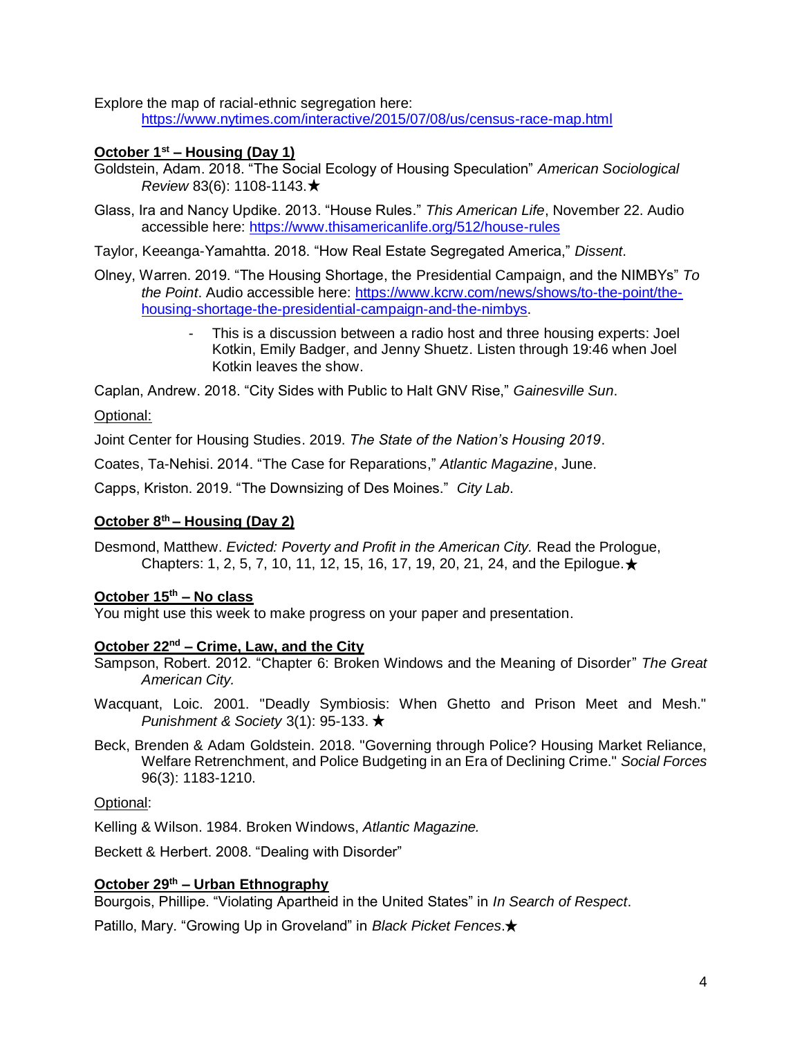Explore the map of racial-ethnic segregation here:
https://www.nytimes.com/interactive/2015/07/08/us/census-race-map.html

**October 1st – Housing (Day 1)**

Goldstein, Adam. 2018. "The Social Ecology of Housing Speculation" *American Sociological Review* 83(6): 1108-1143.★

Glass, Ira and Nancy Updike. 2013. "House Rules." *This American Life*, November 22. Audio accessible here: https://www.thisamericanlife.org/512/house-rules

Taylor, Keeanga-Yamahtta. 2018. "How Real Estate Segregated America," *Dissent*.

Olney, Warren. 2019. "The Housing Shortage, the Presidential Campaign, and the NIMBYs" *To the Point*. Audio accessible here: https://www.kcrw.com/news/shows/to-the-point/the-housing-shortage-the-presidential-campaign-and-the-nimbys.

- This is a discussion between a radio host and three housing experts: Joel Kotkin, Emily Badger, and Jenny Shuetz. Listen through 19:46 when Joel Kotkin leaves the show.

Caplan, Andrew. 2018. "City Sides with Public to Halt GNV Rise," *Gainesville Sun*.

Optional:

Joint Center for Housing Studies. 2019. *The State of the Nation's Housing 2019*.

Coates, Ta-Nehisi. 2014. "The Case for Reparations," *Atlantic Magazine*, June.

Capps, Kriston. 2019. "The Downsizing of Des Moines." *City Lab*.

**October 8th – Housing (Day 2)**

Desmond, Matthew. *Evicted: Poverty and Profit in the American City.* Read the Prologue, Chapters: 1, 2, 5, 7, 10, 11, 12, 15, 16, 17, 19, 20, 21, 24, and the Epilogue.★

**October 15th – No class**

You might use this week to make progress on your paper and presentation.

**October 22nd – Crime, Law, and the City**

Sampson, Robert. 2012. "Chapter 6: Broken Windows and the Meaning of Disorder" *The Great American City.*

Wacquant, Loic. 2001. "Deadly Symbiosis: When Ghetto and Prison Meet and Mesh." *Punishment & Society* 3(1): 95-133. ★

Beck, Brenden & Adam Goldstein. 2018. "Governing through Police? Housing Market Reliance, Welfare Retrenchment, and Police Budgeting in an Era of Declining Crime." *Social Forces* 96(3): 1183-1210.

Optional:

Kelling & Wilson. 1984. Broken Windows, *Atlantic Magazine.*

Beckett & Herbert. 2008. "Dealing with Disorder"

**October 29th – Urban Ethnography**

Bourgois, Phillipe. "Violating Apartheid in the United States" in *In Search of Respect*.

Patillo, Mary. "Growing Up in Groveland" in *Black Picket Fences*.★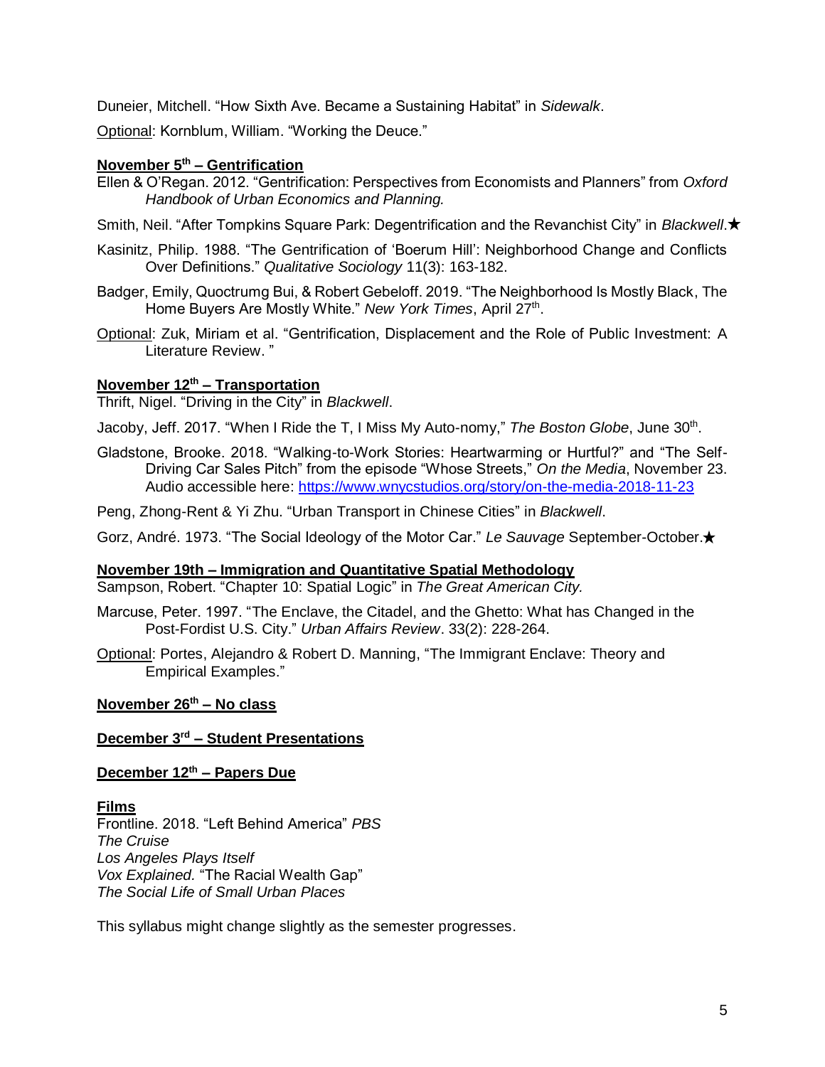Duneier, Mitchell. "How Sixth Ave. Became a Sustaining Habitat" in *Sidewalk*.

Optional: Kornblum, William. "Working the Deuce."

**November 5th – Gentrification**

Ellen & O'Regan. 2012. "Gentrification: Perspectives from Economists and Planners" from *Oxford Handbook of Urban Economics and Planning.*

Smith, Neil. "After Tompkins Square Park: Degentrification and the Revanchist City" in *Blackwell*.★

Kasinitz, Philip. 1988. "The Gentrification of 'Boerum Hill': Neighborhood Change and Conflicts Over Definitions." *Qualitative Sociology* 11(3): 163-182.

Badger, Emily, Quoctrumg Bui, & Robert Gebeloff. 2019. "The Neighborhood Is Mostly Black, The Home Buyers Are Mostly White." *New York Times*, April 27th.

Optional: Zuk, Miriam et al. "Gentrification, Displacement and the Role of Public Investment: A Literature Review. "

**November 12th – Transportation**

Thrift, Nigel. "Driving in the City" in *Blackwell*.

Jacoby, Jeff. 2017. "When I Ride the T, I Miss My Auto-nomy," *The Boston Globe*, June 30th.

Gladstone, Brooke. 2018. "Walking-to-Work Stories: Heartwarming or Hurtful?" and "The Self-Driving Car Sales Pitch" from the episode "Whose Streets," *On the Media*, November 23. Audio accessible here: [https://www.wnycstudios.org/story/on-the-media-2018-11-23](https://www.wnycstudios.org/story/on-the-media-2018-11-23)

Peng, Zhong-Rent & Yi Zhu. "Urban Transport in Chinese Cities" in *Blackwell*.

Gorz, André. 1973. "The Social Ideology of the Motor Car." *Le Sauvage* September-October.★

**November 19th – Immigration and Quantitative Spatial Methodology**

Sampson, Robert. "Chapter 10: Spatial Logic" in *The Great American City.*

Marcuse, Peter. 1997. "The Enclave, the Citadel, and the Ghetto: What has Changed in the Post-Fordist U.S. City." *Urban Affairs Review*. 33(2): 228-264.

Optional: Portes, Alejandro & Robert D. Manning, "The Immigrant Enclave: Theory and Empirical Examples."

**November 26th – No class**

**December 3rd – Student Presentations**

**December 12th – Papers Due**

**Films**

Frontline. 2018. "Left Behind America" *PBS*
*The Cruise*
*Los Angeles Plays Itself*
*Vox Explained.* "The Racial Wealth Gap"
*The Social Life of Small Urban Places*

This syllabus might change slightly as the semester progresses.